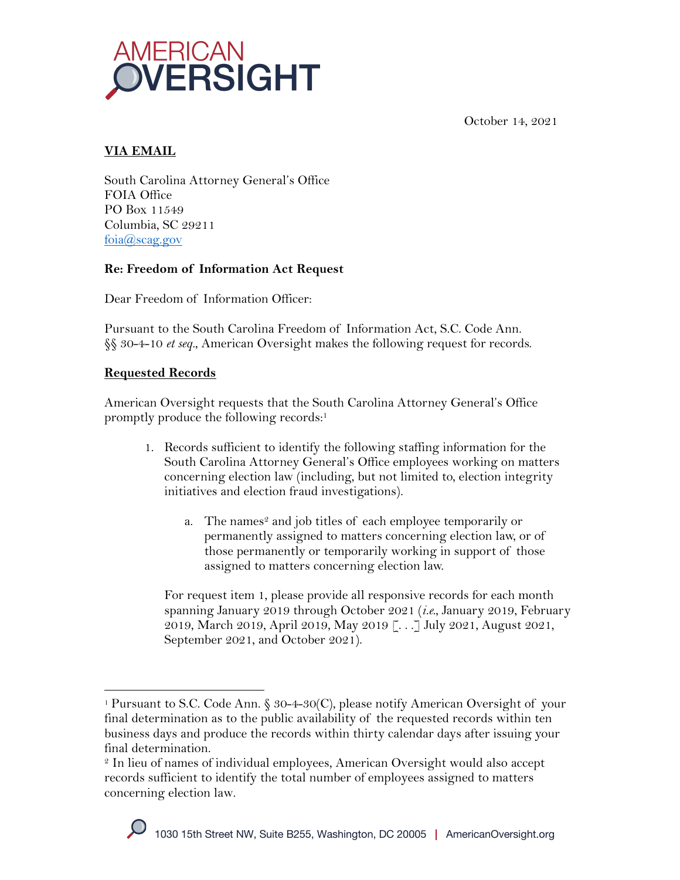October 14, 2021

**VIA EMAIL**

South Carolina Attorney General's Office
FOIA Office
PO Box 11549
Columbia, SC 29211
foia@scag.gov

**Re: Freedom of Information Act Request**

Dear Freedom of Information Officer:

Pursuant to the South Carolina Freedom of Information Act, S.C. Code Ann. §§ 30-4-10 *et seq.*, American Oversight makes the following request for records.

**Requested Records**

American Oversight requests that the South Carolina Attorney General's Office promptly produce the following records:[1]

1. Records sufficient to identify the following staffing information for the South Carolina Attorney General's Office employees working on matters concerning election law (including, but not limited to, election integrity initiatives and election fraud investigations).

    a. The names[2] and job titles of each employee temporarily or permanently assigned to matters concerning election law, or of those permanently or temporarily working in support of those assigned to matters concerning election law.

    For request item 1, please provide all responsive records for each month spanning January 2019 through October 2021 (*i.e.*, January 2019, February 2019, March 2019, April 2019, May 2019 [. . .] July 2021, August 2021, September 2021, and October 2021).

---

[1] Pursuant to S.C. Code Ann. § 30-4-30(C), please notify American Oversight of your final determination as to the public availability of the requested records within ten business days and produce the records within thirty calendar days after issuing your final determination.

[2] In lieu of names of individual employees, American Oversight would also accept records sufficient to identify the total number of employees assigned to matters concerning election law.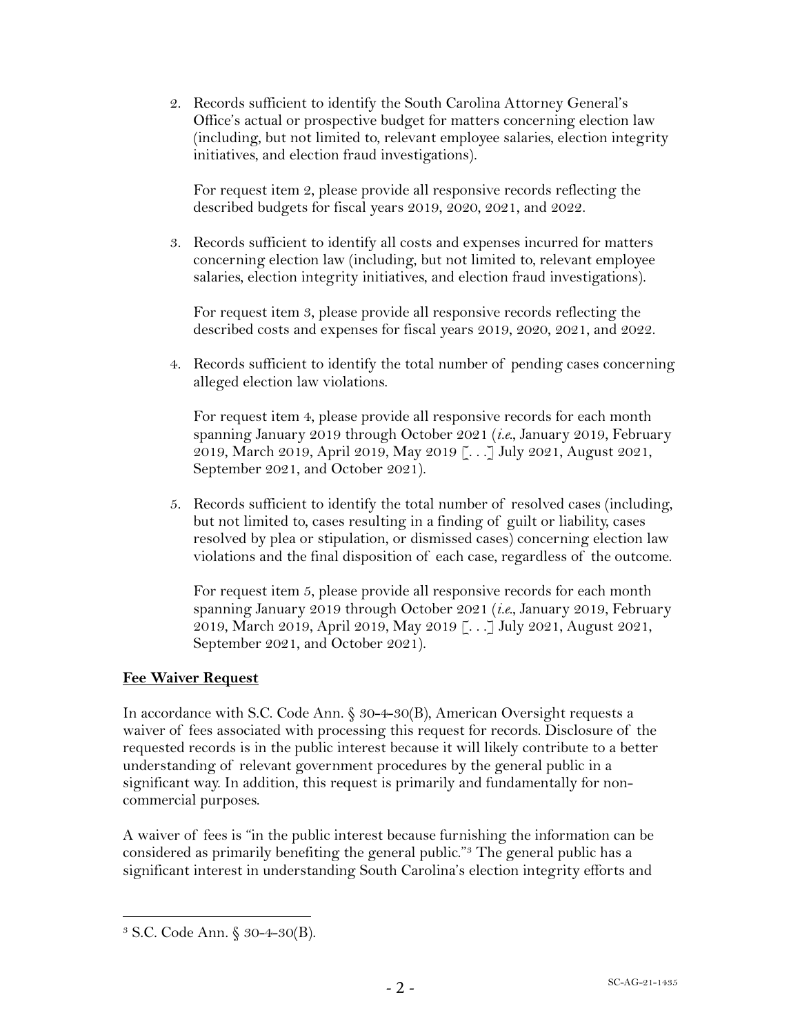2. Records sufficient to identify the South Carolina Attorney General's Office's actual or prospective budget for matters concerning election law (including, but not limited to, relevant employee salaries, election integrity initiatives, and election fraud investigations).

   For request item 2, please provide all responsive records reflecting the described budgets for fiscal years 2019, 2020, 2021, and 2022.

3. Records sufficient to identify all costs and expenses incurred for matters concerning election law (including, but not limited to, relevant employee salaries, election integrity initiatives, and election fraud investigations).

   For request item 3, please provide all responsive records reflecting the described costs and expenses for fiscal years 2019, 2020, 2021, and 2022.

4. Records sufficient to identify the total number of pending cases concerning alleged election law violations.

   For request item 4, please provide all responsive records for each month spanning January 2019 through October 2021 (*i.e.*, January 2019, February 2019, March 2019, April 2019, May 2019 [. . .] July 2021, August 2021, September 2021, and October 2021).

5. Records sufficient to identify the total number of resolved cases (including, but not limited to, cases resulting in a finding of guilt or liability, cases resolved by plea or stipulation, or dismissed cases) concerning election law violations and the final disposition of each case, regardless of the outcome.

   For request item 5, please provide all responsive records for each month spanning January 2019 through October 2021 (*i.e.*, January 2019, February 2019, March 2019, April 2019, May 2019 [. . .] July 2021, August 2021, September 2021, and October 2021).

**Fee Waiver Request**

In accordance with S.C. Code Ann. § 30-4-30(B), American Oversight requests a waiver of fees associated with processing this request for records. Disclosure of the requested records is in the public interest because it will likely contribute to a better understanding of relevant government procedures by the general public in a significant way. In addition, this request is primarily and fundamentally for non-commercial purposes.

A waiver of fees is "in the public interest because furnishing the information can be considered as primarily benefiting the general public."[3] The general public has a significant interest in understanding South Carolina's election integrity efforts and

[3] S.C. Code Ann. § 30-4-30(B).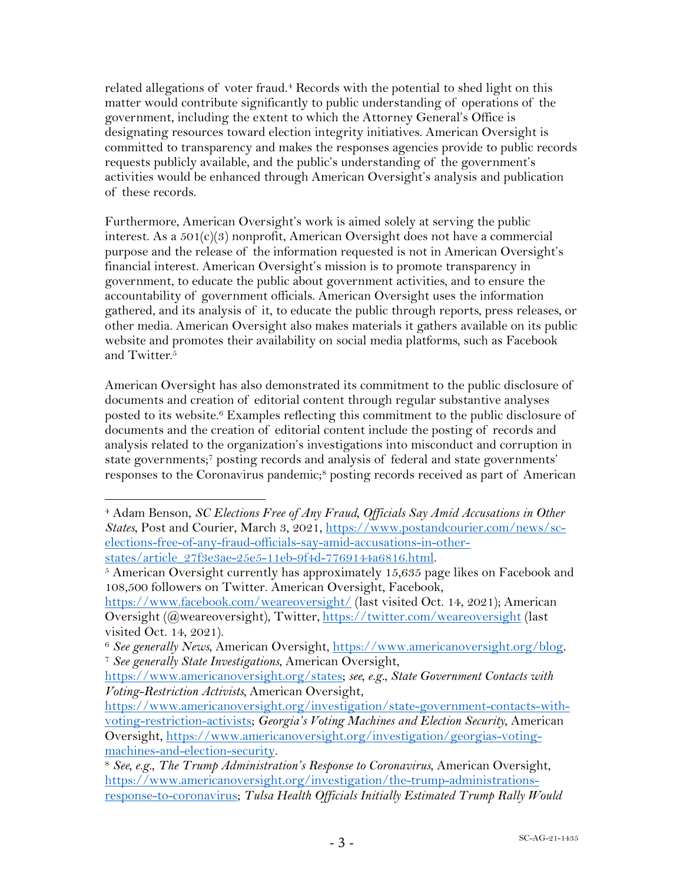related allegations of voter fraud.[4] Records with the potential to shed light on this matter would contribute significantly to public understanding of operations of the government, including the extent to which the Attorney General's Office is designating resources toward election integrity initiatives. American Oversight is committed to transparency and makes the responses agencies provide to public records requests publicly available, and the public's understanding of the government's activities would be enhanced through American Oversight's analysis and publication of these records.

Furthermore, American Oversight's work is aimed solely at serving the public interest. As a 501(c)(3) nonprofit, American Oversight does not have a commercial purpose and the release of the information requested is not in American Oversight's financial interest. American Oversight's mission is to promote transparency in government, to educate the public about government activities, and to ensure the accountability of government officials. American Oversight uses the information gathered, and its analysis of it, to educate the public through reports, press releases, or other media. American Oversight also makes materials it gathers available on its public website and promotes their availability on social media platforms, such as Facebook and Twitter.[5]

American Oversight has also demonstrated its commitment to the public disclosure of documents and creation of editorial content through regular substantive analyses posted to its website.[6] Examples reflecting this commitment to the public disclosure of documents and the creation of editorial content include the posting of records and analysis related to the organization's investigations into misconduct and corruption in state governments;[7] posting records and analysis of federal and state governments' responses to the Coronavirus pandemic;[8] posting records received as part of American

---

[4] Adam Benson, *SC Elections Free of Any Fraud, Officials Say Amid Accusations in Other States*, Post and Courier, March 3, 2021, https://www.postandcourier.com/news/sc-elections-free-of-any-fraud-officials-say-amid-accusations-in-other-states/article_27f3e3ae-25e5-11eb-9f4d-7769144a6816.html.

[5] American Oversight currently has approximately 15,635 page likes on Facebook and 108,500 followers on Twitter. American Oversight, Facebook, https://www.facebook.com/weareoversight/ (last visited Oct. 14, 2021); American Oversight (@weareoversight), Twitter, https://twitter.com/weareoversight (last visited Oct. 14, 2021).

[6] *See generally News*, American Oversight, https://www.americanoversight.org/blog.

[7] *See generally State Investigations*, American Oversight, https://www.americanoversight.org/states; *see, e.g.*, *State Government Contacts with Voting-Restriction Activists*, American Oversight, https://www.americanoversight.org/investigation/state-government-contacts-with-voting-restriction-activists; *Georgia's Voting Machines and Election Security*, American Oversight, https://www.americanoversight.org/investigation/georgias-voting-machines-and-election-security.

[8] *See, e.g.*, *The Trump Administration's Response to Coronavirus*, American Oversight, https://www.americanoversight.org/investigation/the-trump-administrations-response-to-coronavirus; *Tulsa Health Officials Initially Estimated Trump Rally Would*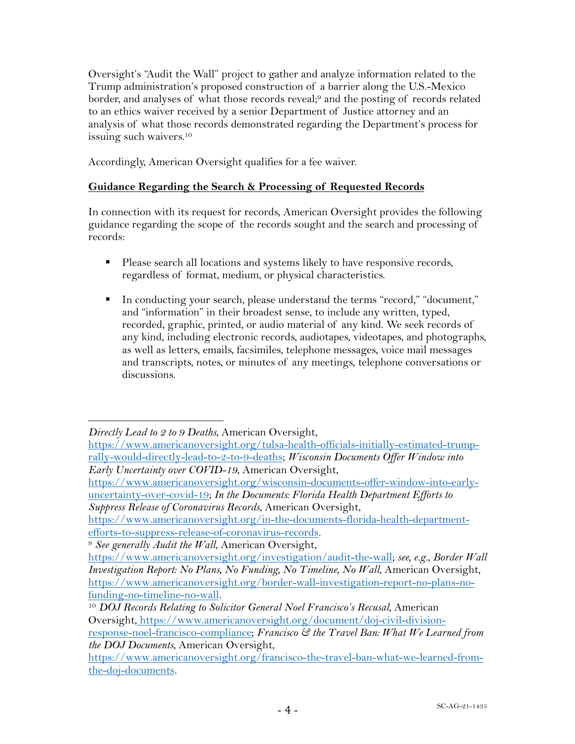Oversight's "Audit the Wall" project to gather and analyze information related to the Trump administration's proposed construction of a barrier along the U.S.-Mexico border, and analyses of what those records reveal;[9] and the posting of records related to an ethics waiver received by a senior Department of Justice attorney and an analysis of what those records demonstrated regarding the Department's process for issuing such waivers.[10]

Accordingly, American Oversight qualifies for a fee waiver.

**Guidance Regarding the Search & Processing of Requested Records**

In connection with its request for records, American Oversight provides the following guidance regarding the scope of the records sought and the search and processing of records:

- Please search all locations and systems likely to have responsive records, regardless of format, medium, or physical characteristics.

- In conducting your search, please understand the terms "record," "document," and "information" in their broadest sense, to include any written, typed, recorded, graphic, printed, or audio material of any kind. We seek records of any kind, including electronic records, audiotapes, videotapes, and photographs, as well as letters, emails, facsimiles, telephone messages, voice mail messages and transcripts, notes, or minutes of any meetings, telephone conversations or discussions.

---

*Directly Lead to 2 to 9 Deaths*, American Oversight, https://www.americanoversight.org/tulsa-health-officials-initially-estimated-trump-rally-would-directly-lead-to-2-to-9-deaths; *Wisconsin Documents Offer Window into Early Uncertainty over COVID-19*, American Oversight, https://www.americanoversight.org/wisconsin-documents-offer-window-into-early-uncertainty-over-covid-19; *In the Documents: Florida Health Department Efforts to Suppress Release of Coronavirus Records*, American Oversight, https://www.americanoversight.org/in-the-documents-florida-health-department-efforts-to-suppress-release-of-coronavirus-records.

[9] *See generally Audit the Wall*, American Oversight, https://www.americanoversight.org/investigation/audit-the-wall; *see, e.g.*, *Border Wall Investigation Report: No Plans, No Funding, No Timeline, No Wall*, American Oversight, https://www.americanoversight.org/border-wall-investigation-report-no-plans-no-funding-no-timeline-no-wall.

[10] *DOJ Records Relating to Solicitor General Noel Francisco's Recusal*, American Oversight, https://www.americanoversight.org/document/doj-civil-division-response-noel-francisco-compliance; *Francisco & the Travel Ban: What We Learned from the DOJ Documents*, American Oversight, https://www.americanoversight.org/francisco-the-travel-ban-what-we-learned-from-the-doj-documents.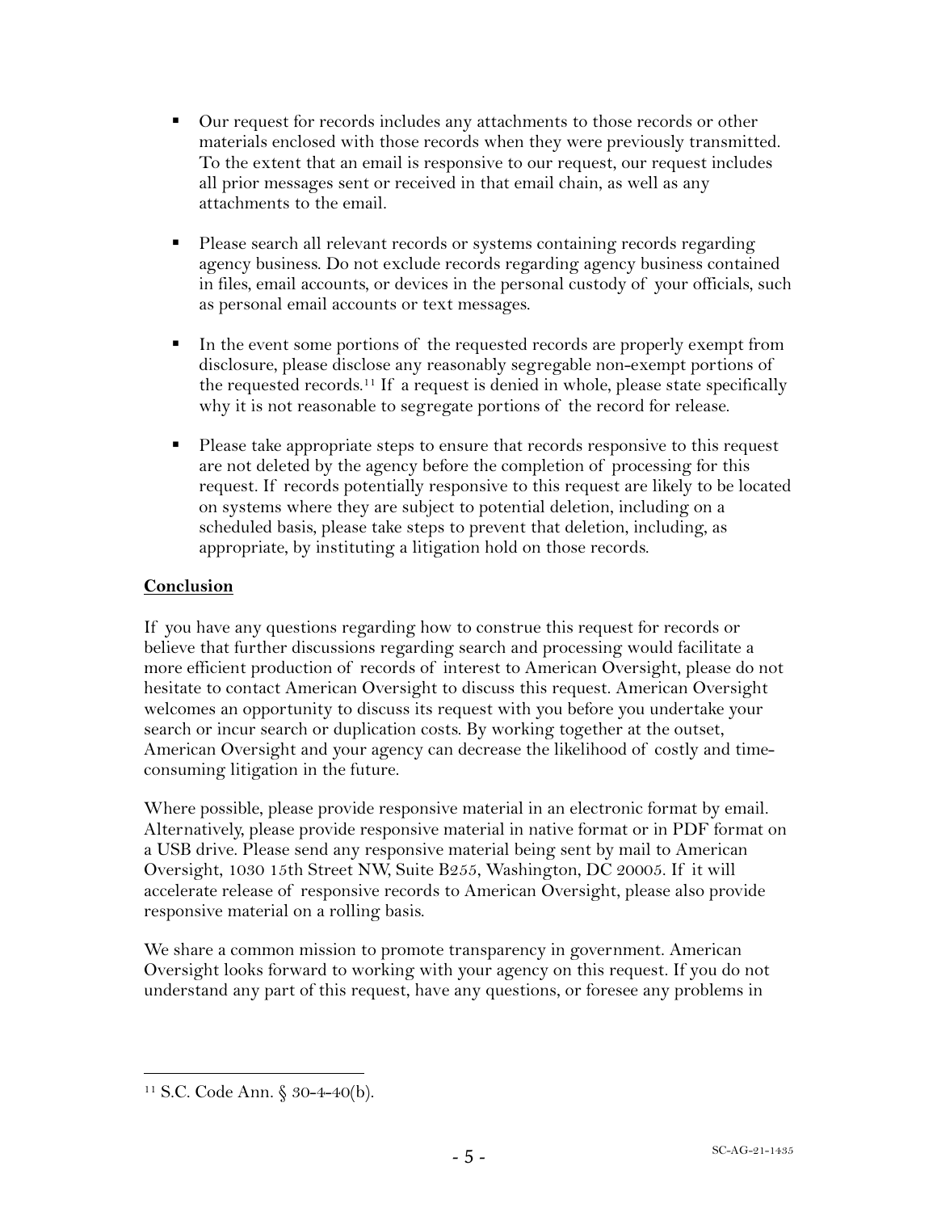- Our request for records includes any attachments to those records or other materials enclosed with those records when they were previously transmitted. To the extent that an email is responsive to our request, our request includes all prior messages sent or received in that email chain, as well as any attachments to the email.

- Please search all relevant records or systems containing records regarding agency business. Do not exclude records regarding agency business contained in files, email accounts, or devices in the personal custody of your officials, such as personal email accounts or text messages.

- In the event some portions of the requested records are properly exempt from disclosure, please disclose any reasonably segregable non-exempt portions of the requested records.[11] If a request is denied in whole, please state specifically why it is not reasonable to segregate portions of the record for release.

- Please take appropriate steps to ensure that records responsive to this request are not deleted by the agency before the completion of processing for this request. If records potentially responsive to this request are likely to be located on systems where they are subject to potential deletion, including on a scheduled basis, please take steps to prevent that deletion, including, as appropriate, by instituting a litigation hold on those records.

**Conclusion**

If you have any questions regarding how to construe this request for records or believe that further discussions regarding search and processing would facilitate a more efficient production of records of interest to American Oversight, please do not hesitate to contact American Oversight to discuss this request. American Oversight welcomes an opportunity to discuss its request with you before you undertake your search or incur search or duplication costs. By working together at the outset, American Oversight and your agency can decrease the likelihood of costly and time-consuming litigation in the future.

Where possible, please provide responsive material in an electronic format by email. Alternatively, please provide responsive material in native format or in PDF format on a USB drive. Please send any responsive material being sent by mail to American Oversight, 1030 15th Street NW, Suite B255, Washington, DC 20005. If it will accelerate release of responsive records to American Oversight, please also provide responsive material on a rolling basis.

We share a common mission to promote transparency in government. American Oversight looks forward to working with your agency on this request. If you do not understand any part of this request, have any questions, or foresee any problems in

[11] S.C. Code Ann. § 30-4-40(b).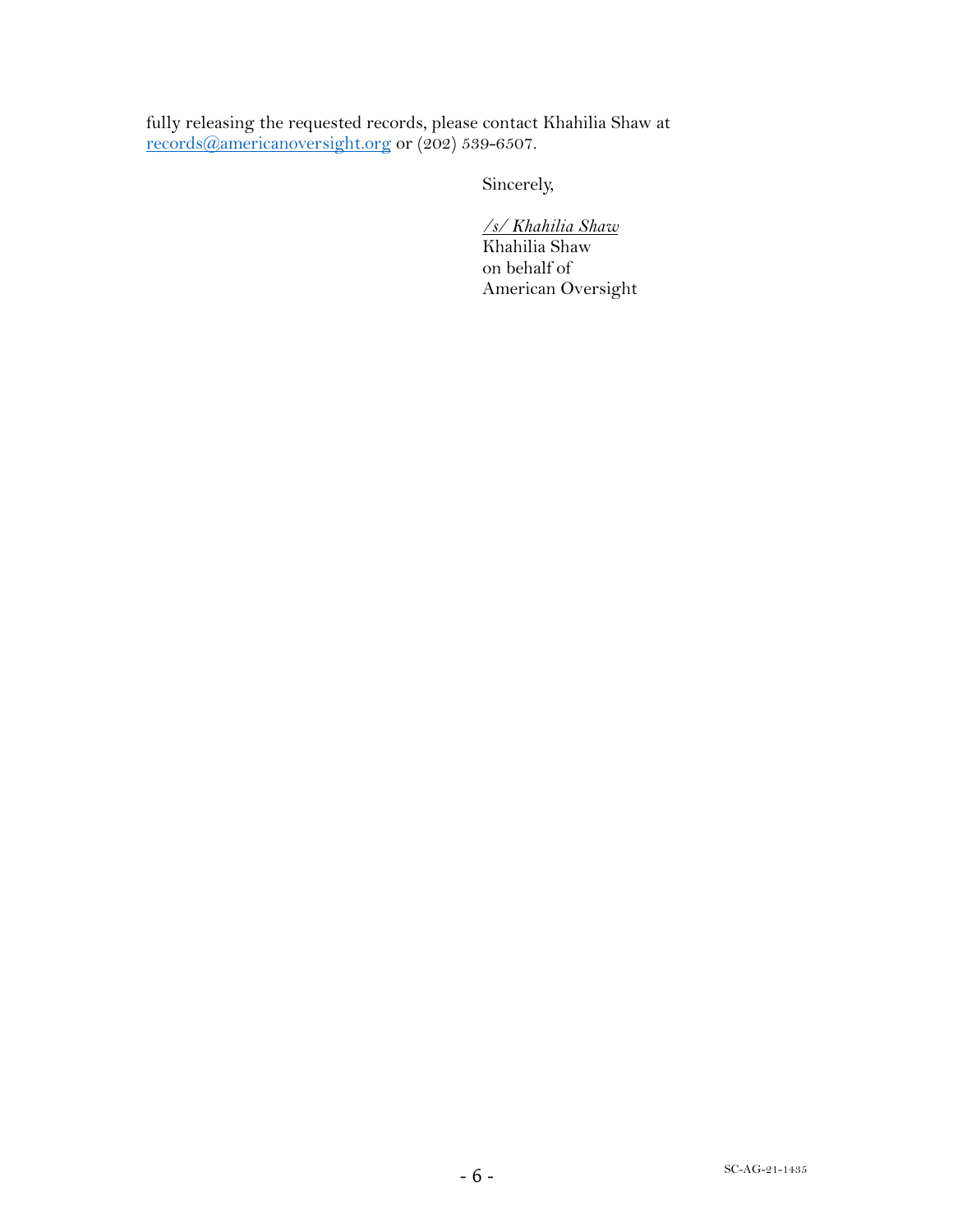fully releasing the requested records, please contact Khahilia Shaw at records@americanoversight.org or (202) 539-6507.

Sincerely,

*/s/ Khahilia Shaw*
Khahilia Shaw
on behalf of
American Oversight

SC-AG-21-1435